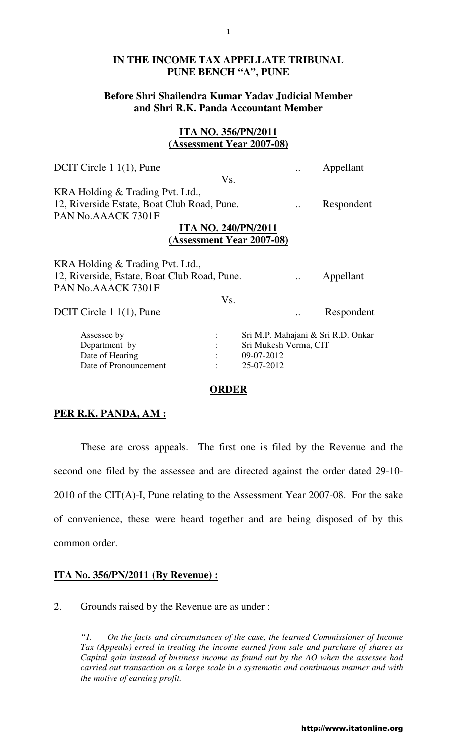**IN THE INCOME TAX APPELLATE TRIBUNAL**
**PUNE BENCH "A", PUNE**

**Before Shri Shailendra Kumar Yadav Judicial Member and Shri R.K. Panda Accountant Member**

**ITA NO. 356/PN/2011**
**(Assessment Year 2007-08)**

DCIT Circle 1 1(1), Pune .. Appellant

Vs.

KRA Holding & Trading Pvt. Ltd.,
12, Riverside Estate, Boat Club Road, Pune. .. Respondent
PAN No.AAACK 7301F

**ITA NO. 240/PN/2011**
**(Assessment Year 2007-08)**

KRA Holding & Trading Pvt. Ltd.,
12, Riverside, Estate, Boat Club Road, Pune. .. Appellant
PAN No.AAACK 7301F

Vs.

DCIT Circle 1 1(1), Pune .. Respondent

| | | |
|---|---|---|
| Assessee by | : | Sri M.P. Mahajani & Sri R.D. Onkar |
| Department by | : | Sri Mukesh Verma, CIT |
| Date of Hearing | : | 09-07-2012 |
| Date of Pronouncement | : | 25-07-2012 |

**ORDER**

**PER R.K. PANDA, AM :**

These are cross appeals. The first one is filed by the Revenue and the second one filed by the assessee and are directed against the order dated 29-10-2010 of the CIT(A)-I, Pune relating to the Assessment Year 2007-08. For the sake of convenience, these were heard together and are being disposed of by this common order.

**ITA No. 356/PN/2011 (By Revenue) :**

2. Grounds raised by the Revenue are as under :

*"1. On the facts and circumstances of the case, the learned Commissioner of Income Tax (Appeals) erred in treating the income earned from sale and purchase of shares as Capital gain instead of business income as found out by the AO when the assessee had carried out transaction on a large scale in a systematic and continuous manner and with the motive of earning profit.*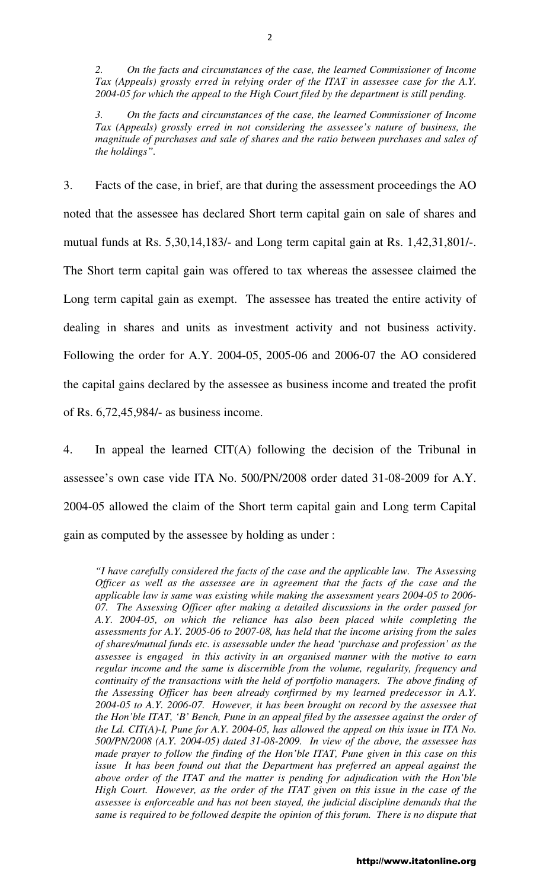*2. On the facts and circumstances of the case, the learned Commissioner of Income Tax (Appeals) grossly erred in relying order of the ITAT in assessee case for the A.Y. 2004-05 for which the appeal to the High Court filed by the department is still pending.*

*3. On the facts and circumstances of the case, the learned Commissioner of Income Tax (Appeals) grossly erred in not considering the assessee's nature of business, the magnitude of purchases and sale of shares and the ratio between purchases and sales of the holdings".*

3. Facts of the case, in brief, are that during the assessment proceedings the AO noted that the assessee has declared Short term capital gain on sale of shares and mutual funds at Rs. 5,30,14,183/- and Long term capital gain at Rs. 1,42,31,801/-. The Short term capital gain was offered to tax whereas the assessee claimed the Long term capital gain as exempt. The assessee has treated the entire activity of dealing in shares and units as investment activity and not business activity. Following the order for A.Y. 2004-05, 2005-06 and 2006-07 the AO considered the capital gains declared by the assessee as business income and treated the profit of Rs. 6,72,45,984/- as business income.

4. In appeal the learned CIT(A) following the decision of the Tribunal in assessee's own case vide ITA No. 500/PN/2008 order dated 31-08-2009 for A.Y. 2004-05 allowed the claim of the Short term capital gain and Long term Capital gain as computed by the assessee by holding as under :

*"I have carefully considered the facts of the case and the applicable law. The Assessing Officer as well as the assessee are in agreement that the facts of the case and the applicable law is same was existing while making the assessment years 2004-05 to 2006-07. The Assessing Officer after making a detailed discussions in the order passed for A.Y. 2004-05, on which the reliance has also been placed while completing the assessments for A.Y. 2005-06 to 2007-08, has held that the income arising from the sales of shares/mutual funds etc. is assessable under the head 'purchase and profession' as the assessee is engaged in this activity in an organised manner with the motive to earn regular income and the same is discernible from the volume, regularity, frequency and continuity of the transactions with the held of portfolio managers. The above finding of the Assessing Officer has been already confirmed by my learned predecessor in A.Y. 2004-05 to A.Y. 2006-07. However, it has been brought on record by the assessee that the Hon'ble ITAT, 'B' Bench, Pune in an appeal filed by the assessee against the order of the Ld. CIT(A)-I, Pune for A.Y. 2004-05, has allowed the appeal on this issue in ITA No. 500/PN/2008 (A.Y. 2004-05) dated 31-08-2009. In view of the above, the assessee has made prayer to follow the finding of the Hon'ble ITAT, Pune given in this case on this issue It has been found out that the Department has preferred an appeal against the above order of the ITAT and the matter is pending for adjudication with the Hon'ble High Court. However, as the order of the ITAT given on this issue in the case of the assessee is enforceable and has not been stayed, the judicial discipline demands that the same is required to be followed despite the opinion of this forum. There is no dispute that*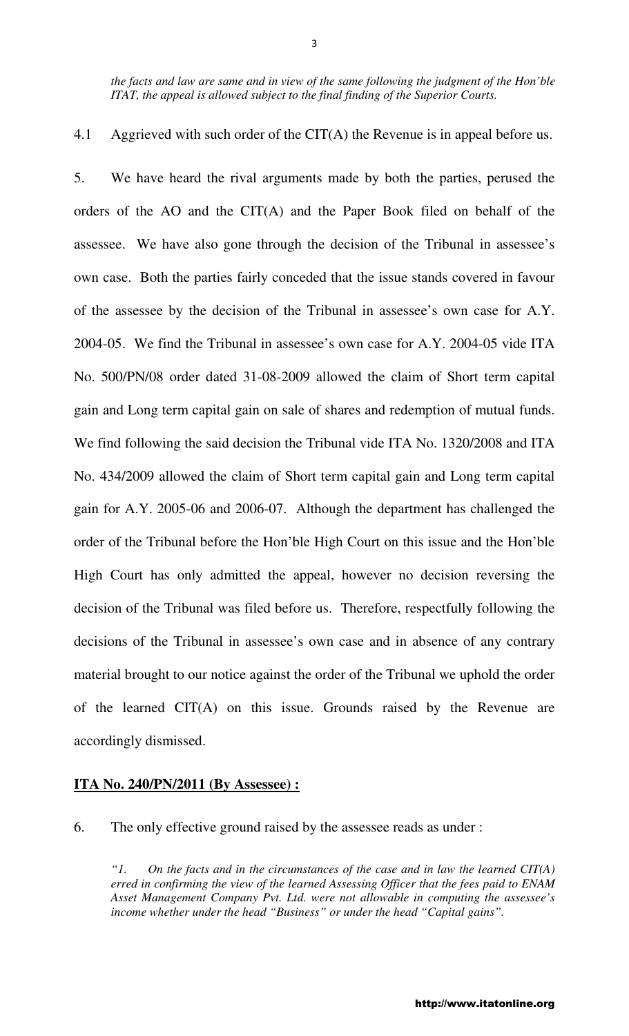*the facts and law are same and in view of the same following the judgment of the Hon'ble ITAT, the appeal is allowed subject to the final finding of the Superior Courts.*

4.1 Aggrieved with such order of the CIT(A) the Revenue is in appeal before us.

5. We have heard the rival arguments made by both the parties, perused the orders of the AO and the CIT(A) and the Paper Book filed on behalf of the assessee. We have also gone through the decision of the Tribunal in assessee's own case. Both the parties fairly conceded that the issue stands covered in favour of the assessee by the decision of the Tribunal in assessee's own case for A.Y. 2004-05. We find the Tribunal in assessee's own case for A.Y. 2004-05 vide ITA No. 500/PN/08 order dated 31-08-2009 allowed the claim of Short term capital gain and Long term capital gain on sale of shares and redemption of mutual funds. We find following the said decision the Tribunal vide ITA No. 1320/2008 and ITA No. 434/2009 allowed the claim of Short term capital gain and Long term capital gain for A.Y. 2005-06 and 2006-07. Although the department has challenged the order of the Tribunal before the Hon'ble High Court on this issue and the Hon'ble High Court has only admitted the appeal, however no decision reversing the decision of the Tribunal was filed before us. Therefore, respectfully following the decisions of the Tribunal in assessee's own case and in absence of any contrary material brought to our notice against the order of the Tribunal we uphold the order of the learned CIT(A) on this issue. Grounds raised by the Revenue are accordingly dismissed.

**ITA No. 240/PN/2011 (By Assessee) :**

6. The only effective ground raised by the assessee reads as under :

*"1. On the facts and in the circumstances of the case and in law the learned CIT(A) erred in confirming the view of the learned Assessing Officer that the fees paid to ENAM Asset Management Company Pvt. Ltd. were not allowable in computing the assessee's income whether under the head "Business" or under the head "Capital gains".*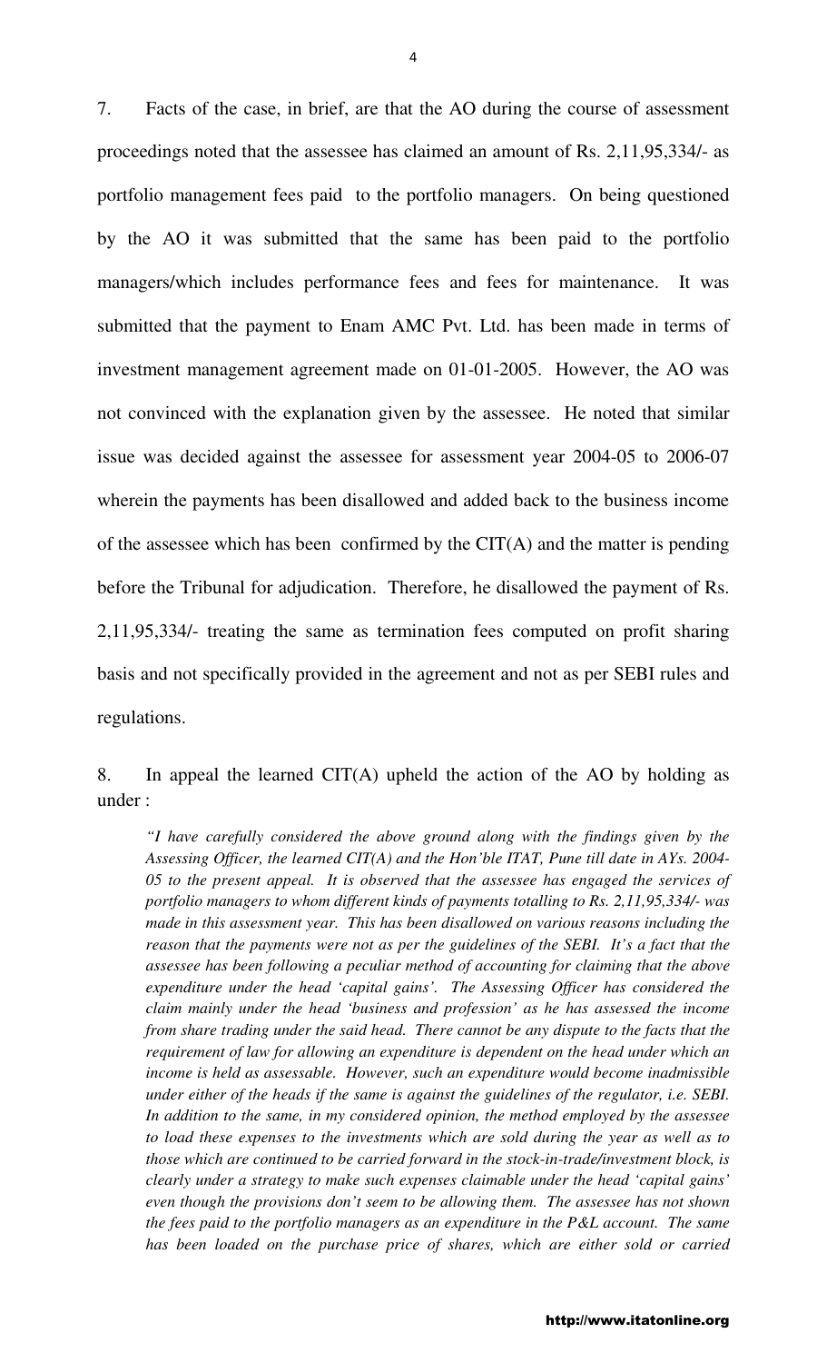7. Facts of the case, in brief, are that the AO during the course of assessment proceedings noted that the assessee has claimed an amount of Rs. 2,11,95,334/- as portfolio management fees paid to the portfolio managers. On being questioned by the AO it was submitted that the same has been paid to the portfolio managers/which includes performance fees and fees for maintenance. It was submitted that the payment to Enam AMC Pvt. Ltd. has been made in terms of investment management agreement made on 01-01-2005. However, the AO was not convinced with the explanation given by the assessee. He noted that similar issue was decided against the assessee for assessment year 2004-05 to 2006-07 wherein the payments has been disallowed and added back to the business income of the assessee which has been confirmed by the CIT(A) and the matter is pending before the Tribunal for adjudication. Therefore, he disallowed the payment of Rs. 2,11,95,334/- treating the same as termination fees computed on profit sharing basis and not specifically provided in the agreement and not as per SEBI rules and regulations.

8. In appeal the learned CIT(A) upheld the action of the AO by holding as under :

> *"I have carefully considered the above ground along with the findings given by the Assessing Officer, the learned CIT(A) and the Hon'ble ITAT, Pune till date in AYs. 2004-05 to the present appeal. It is observed that the assessee has engaged the services of portfolio managers to whom different kinds of payments totalling to Rs. 2,11,95,334/- was made in this assessment year. This has been disallowed on various reasons including the reason that the payments were not as per the guidelines of the SEBI. It's a fact that the assessee has been following a peculiar method of accounting for claiming that the above expenditure under the head 'capital gains'. The Assessing Officer has considered the claim mainly under the head 'business and profession' as he has assessed the income from share trading under the said head. There cannot be any dispute to the facts that the requirement of law for allowing an expenditure is dependent on the head under which an income is held as assessable. However, such an expenditure would become inadmissible under either of the heads if the same is against the guidelines of the regulator, i.e. SEBI. In addition to the same, in my considered opinion, the method employed by the assessee to load these expenses to the investments which are sold during the year as well as to those which are continued to be carried forward in the stock-in-trade/investment block, is clearly under a strategy to make such expenses claimable under the head 'capital gains' even though the provisions don't seem to be allowing them. The assessee has not shown the fees paid to the portfolio managers as an expenditure in the P&L account. The same has been loaded on the purchase price of shares, which are either sold or carried*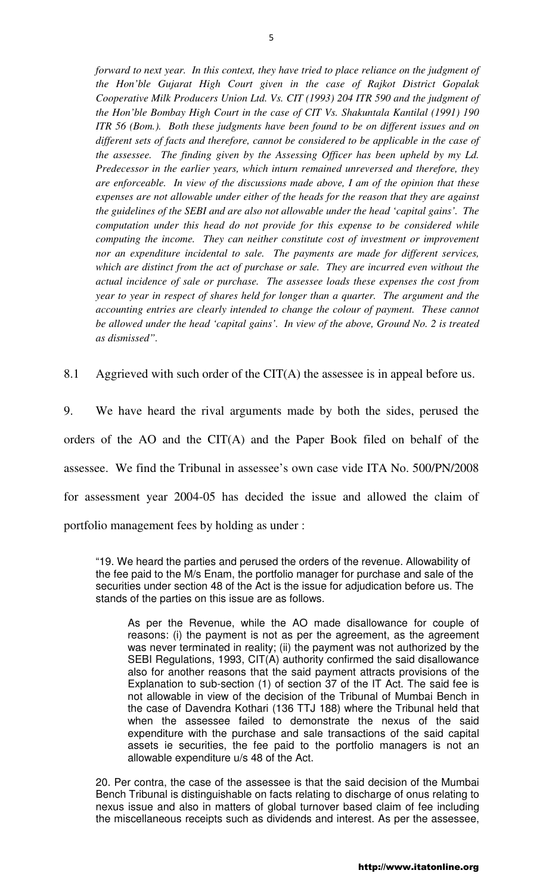*forward to next year. In this context, they have tried to place reliance on the judgment of the Hon'ble Gujarat High Court given in the case of Rajkot District Gopalak Cooperative Milk Producers Union Ltd. Vs. CIT (1993) 204 ITR 590 and the judgment of the Hon'ble Bombay High Court in the case of CIT Vs. Shakuntala Kantilal (1991) 190 ITR 56 (Bom.). Both these judgments have been found to be on different issues and on different sets of facts and therefore, cannot be considered to be applicable in the case of the assessee. The finding given by the Assessing Officer has been upheld by my Ld. Predecessor in the earlier years, which inturn remained unreversed and therefore, they are enforceable. In view of the discussions made above, I am of the opinion that these expenses are not allowable under either of the heads for the reason that they are against the guidelines of the SEBI and are also not allowable under the head 'capital gains'. The computation under this head do not provide for this expense to be considered while computing the income. They can neither constitute cost of investment or improvement nor an expenditure incidental to sale. The payments are made for different services, which are distinct from the act of purchase or sale. They are incurred even without the actual incidence of sale or purchase. The assessee loads these expenses the cost from year to year in respect of shares held for longer than a quarter. The argument and the accounting entries are clearly intended to change the colour of payment. These cannot be allowed under the head 'capital gains'. In view of the above, Ground No. 2 is treated as dismissed".*

8.1 Aggrieved with such order of the CIT(A) the assessee is in appeal before us.

9. We have heard the rival arguments made by both the sides, perused the orders of the AO and the CIT(A) and the Paper Book filed on behalf of the assessee. We find the Tribunal in assessee's own case vide ITA No. 500/PN/2008 for assessment year 2004-05 has decided the issue and allowed the claim of portfolio management fees by holding as under :

> "19. We heard the parties and perused the orders of the revenue. Allowability of the fee paid to the M/s Enam, the portfolio manager for purchase and sale of the securities under section 48 of the Act is the issue for adjudication before us. The stands of the parties on this issue are as follows.
>
> > As per the Revenue, while the AO made disallowance for couple of reasons: (i) the payment is not as per the agreement, as the agreement was never terminated in reality; (ii) the payment was not authorized by the SEBI Regulations, 1993, CIT(A) authority confirmed the said disallowance also for another reasons that the said payment attracts provisions of the Explanation to sub-section (1) of section 37 of the IT Act. The said fee is not allowable in view of the decision of the Tribunal of Mumbai Bench in the case of Davendra Kothari (136 TTJ 188) where the Tribunal held that when the assessee failed to demonstrate the nexus of the said expenditure with the purchase and sale transactions of the said capital assets ie securities, the fee paid to the portfolio managers is not an allowable expenditure u/s 48 of the Act.
>
> 20. Per contra, the case of the assessee is that the said decision of the Mumbai Bench Tribunal is distinguishable on facts relating to discharge of onus relating to nexus issue and also in matters of global turnover based claim of fee including the miscellaneous receipts such as dividends and interest. As per the assessee,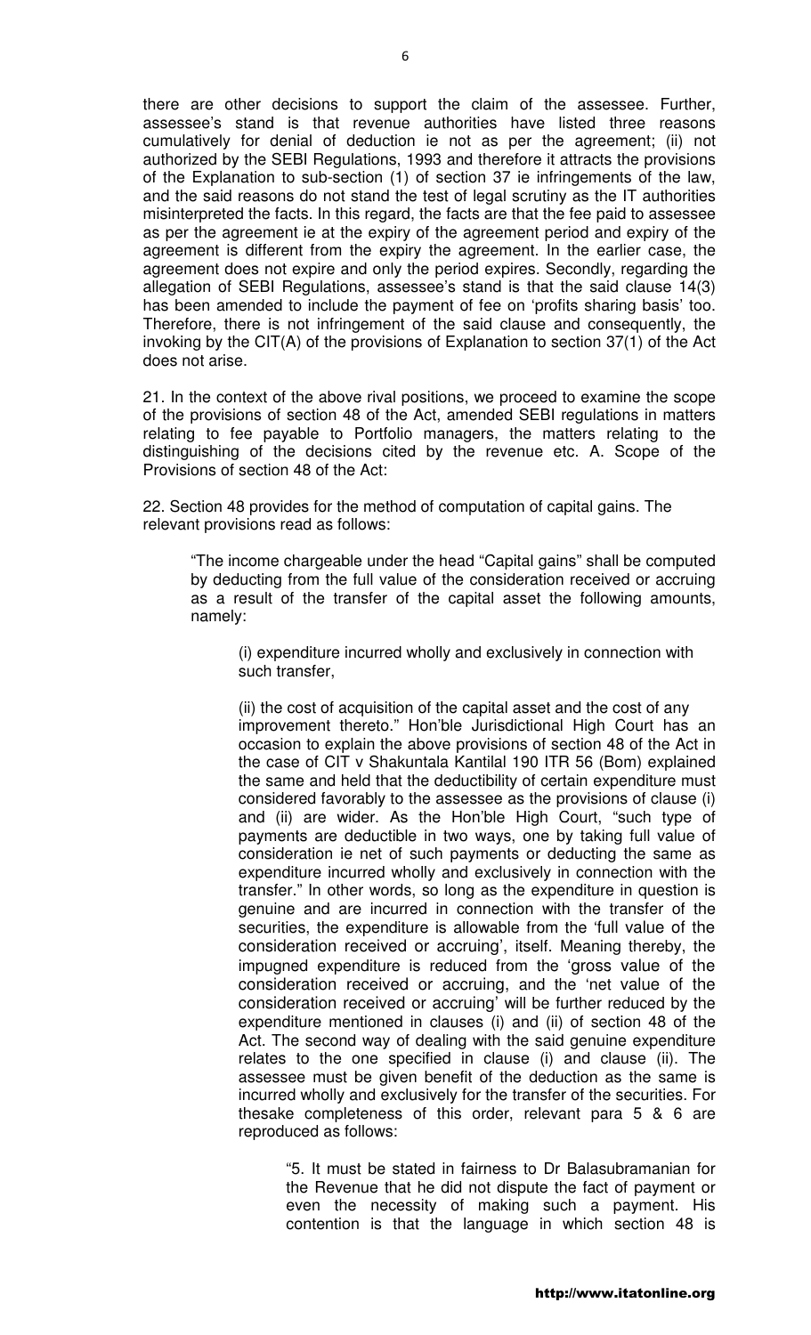there are other decisions to support the claim of the assessee. Further, assessee's stand is that revenue authorities have listed three reasons cumulatively for denial of deduction ie not as per the agreement; (ii) not authorized by the SEBI Regulations, 1993 and therefore it attracts the provisions of the Explanation to sub-section (1) of section 37 ie infringements of the law, and the said reasons do not stand the test of legal scrutiny as the IT authorities misinterpreted the facts. In this regard, the facts are that the fee paid to assessee as per the agreement ie at the expiry of the agreement period and expiry of the agreement is different from the expiry the agreement. In the earlier case, the agreement does not expire and only the period expires. Secondly, regarding the allegation of SEBI Regulations, assessee's stand is that the said clause 14(3) has been amended to include the payment of fee on 'profits sharing basis' too. Therefore, there is not infringement of the said clause and consequently, the invoking by the CIT(A) of the provisions of Explanation to section 37(1) of the Act does not arise.

21. In the context of the above rival positions, we proceed to examine the scope of the provisions of section 48 of the Act, amended SEBI regulations in matters relating to fee payable to Portfolio managers, the matters relating to the distinguishing of the decisions cited by the revenue etc. A. Scope of the Provisions of section 48 of the Act:

22. Section 48 provides for the method of computation of capital gains. The relevant provisions read as follows:

> "The income chargeable under the head "Capital gains" shall be computed by deducting from the full value of the consideration received or accruing as a result of the transfer of the capital asset the following amounts, namely:
>
> > (i) expenditure incurred wholly and exclusively in connection with such transfer,
> >
> > (ii) the cost of acquisition of the capital asset and the cost of any improvement thereto." Hon'ble Jurisdictional High Court has an occasion to explain the above provisions of section 48 of the Act in the case of CIT v Shakuntala Kantilal 190 ITR 56 (Bom) explained the same and held that the deductibility of certain expenditure must considered favorably to the assessee as the provisions of clause (i) and (ii) are wider. As the Hon'ble High Court, "such type of payments are deductible in two ways, one by taking full value of consideration ie net of such payments or deducting the same as expenditure incurred wholly and exclusively in connection with the transfer." In other words, so long as the expenditure in question is genuine and are incurred in connection with the transfer of the securities, the expenditure is allowable from the 'full value of the consideration received or accruing', itself. Meaning thereby, the impugned expenditure is reduced from the 'gross value of the consideration received or accruing, and the 'net value of the consideration received or accruing' will be further reduced by the expenditure mentioned in clauses (i) and (ii) of section 48 of the Act. The second way of dealing with the said genuine expenditure relates to the one specified in clause (i) and clause (ii). The assessee must be given benefit of the deduction as the same is incurred wholly and exclusively for the transfer of the securities. For thesake completeness of this order, relevant para 5 & 6 are reproduced as follows:
> >
> > > "5. It must be stated in fairness to Dr Balasubramanian for the Revenue that he did not dispute the fact of payment or even the necessity of making such a payment. His contention is that the language in which section 48 is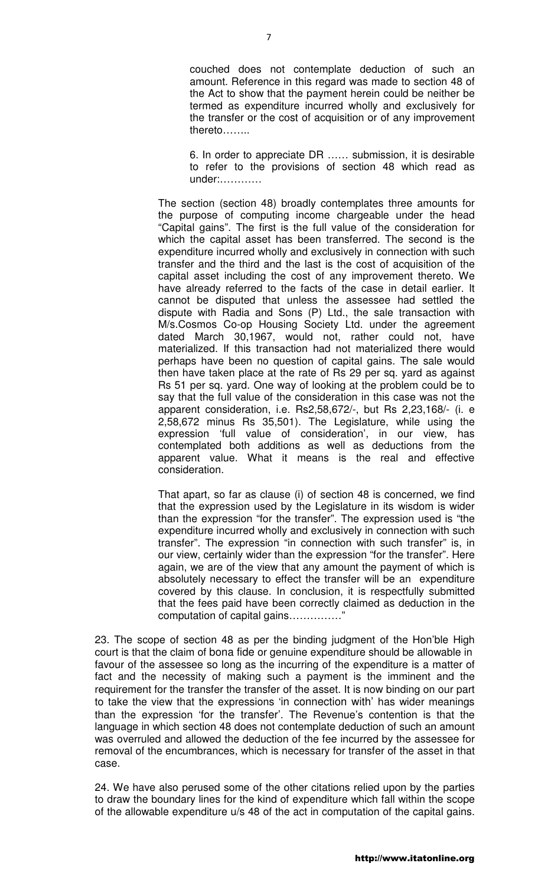> couched does not contemplate deduction of such an amount. Reference in this regard was made to section 48 of the Act to show that the payment herein could be neither be termed as expenditure incurred wholly and exclusively for the transfer or the cost of acquisition or of any improvement thereto……..
>
> 6. In order to appreciate DR …… submission, it is desirable to refer to the provisions of section 48 which read as under:…………
>
> The section (section 48) broadly contemplates three amounts for the purpose of computing income chargeable under the head "Capital gains". The first is the full value of the consideration for which the capital asset has been transferred. The second is the expenditure incurred wholly and exclusively in connection with such transfer and the third and the last is the cost of acquisition of the capital asset including the cost of any improvement thereto. We have already referred to the facts of the case in detail earlier. It cannot be disputed that unless the assessee had settled the dispute with Radia and Sons (P) Ltd., the sale transaction with M/s.Cosmos Co-op Housing Society Ltd. under the agreement dated March 30,1967, would not, rather could not, have materialized. If this transaction had not materialized there would perhaps have been no question of capital gains. The sale would then have taken place at the rate of Rs 29 per sq. yard as against Rs 51 per sq. yard. One way of looking at the problem could be to say that the full value of the consideration in this case was not the apparent consideration, i.e. Rs2,58,672/-, but Rs 2,23,168/- (i. e 2,58,672 minus Rs 35,501). The Legislature, while using the expression 'full value of consideration', in our view, has contemplated both additions as well as deductions from the apparent value. What it means is the real and effective consideration.
>
> That apart, so far as clause (i) of section 48 is concerned, we find that the expression used by the Legislature in its wisdom is wider than the expression "for the transfer". The expression used is "the expenditure incurred wholly and exclusively in connection with such transfer". The expression "in connection with such transfer" is, in our view, certainly wider than the expression "for the transfer". Here again, we are of the view that any amount the payment of which is absolutely necessary to effect the transfer will be an expenditure covered by this clause. In conclusion, it is respectfully submitted that the fees paid have been correctly claimed as deduction in the computation of capital gains……………"

23. The scope of section 48 as per the binding judgment of the Hon'ble High court is that the claim of bona fide or genuine expenditure should be allowable in favour of the assessee so long as the incurring of the expenditure is a matter of fact and the necessity of making such a payment is the imminent and the requirement for the transfer the transfer of the asset. It is now binding on our part to take the view that the expressions 'in connection with' has wider meanings than the expression 'for the transfer'. The Revenue's contention is that the language in which section 48 does not contemplate deduction of such an amount was overruled and allowed the deduction of the fee incurred by the assessee for removal of the encumbrances, which is necessary for transfer of the asset in that case.

24. We have also perused some of the other citations relied upon by the parties to draw the boundary lines for the kind of expenditure which fall within the scope of the allowable expenditure u/s 48 of the act in computation of the capital gains.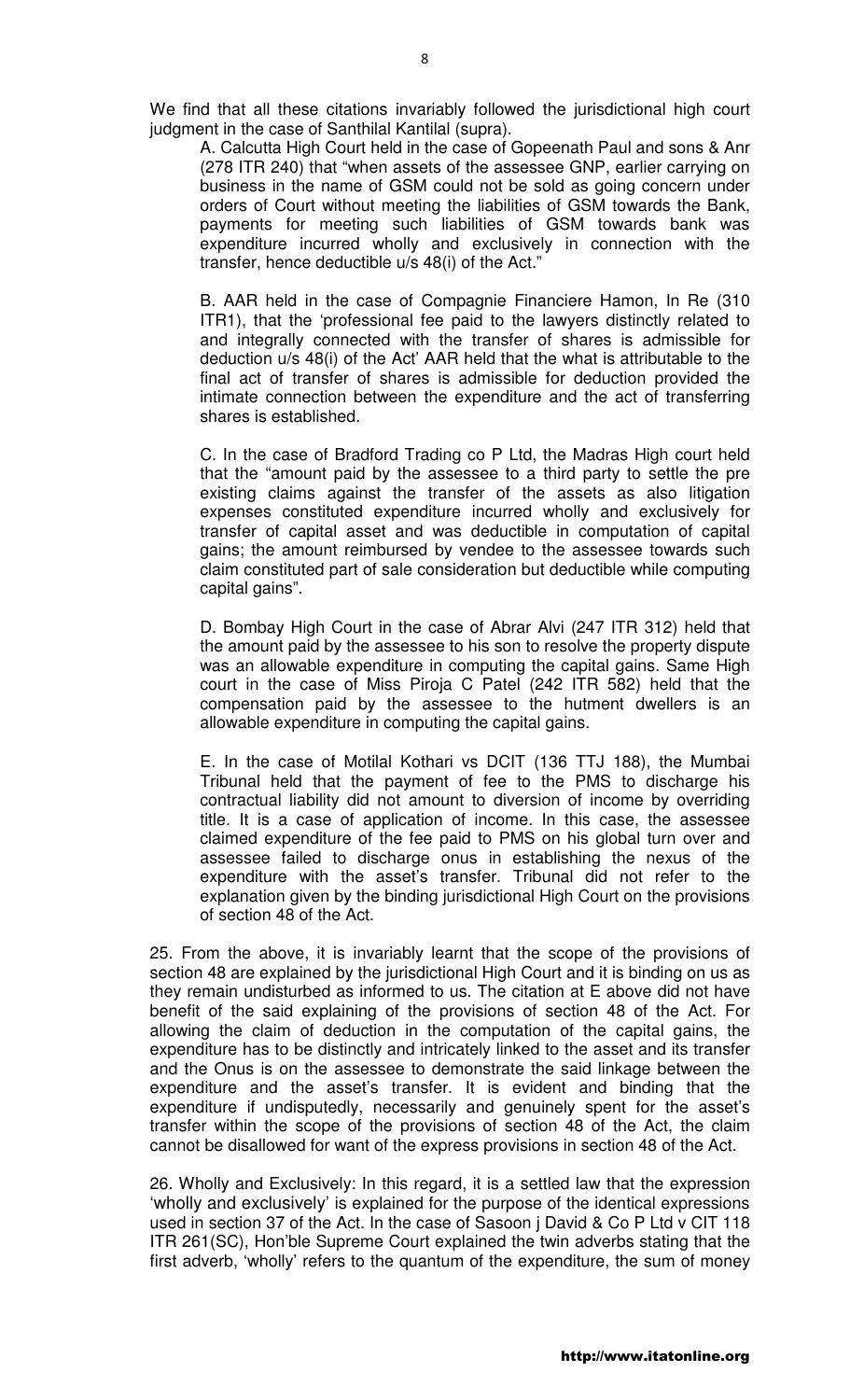We find that all these citations invariably followed the jurisdictional high court judgment in the case of Santhilal Kantilal (supra).

A. Calcutta High Court held in the case of Gopeenath Paul and sons & Anr (278 ITR 240) that "when assets of the assessee GNP, earlier carrying on business in the name of GSM could not be sold as going concern under orders of Court without meeting the liabilities of GSM towards the Bank, payments for meeting such liabilities of GSM towards bank was expenditure incurred wholly and exclusively in connection with the transfer, hence deductible u/s 48(i) of the Act."

B. AAR held in the case of Compagnie Financiere Hamon, In Re (310 ITR1), that the 'professional fee paid to the lawyers distinctly related to and integrally connected with the transfer of shares is admissible for deduction u/s 48(i) of the Act' AAR held that the what is attributable to the final act of transfer of shares is admissible for deduction provided the intimate connection between the expenditure and the act of transferring shares is established.

C. In the case of Bradford Trading co P Ltd, the Madras High court held that the "amount paid by the assessee to a third party to settle the pre existing claims against the transfer of the assets as also litigation expenses constituted expenditure incurred wholly and exclusively for transfer of capital asset and was deductible in computation of capital gains; the amount reimbursed by vendee to the assessee towards such claim constituted part of sale consideration but deductible while computing capital gains".

D. Bombay High Court in the case of Abrar Alvi (247 ITR 312) held that the amount paid by the assessee to his son to resolve the property dispute was an allowable expenditure in computing the capital gains. Same High court in the case of Miss Piroja C Patel (242 ITR 582) held that the compensation paid by the assessee to the hutment dwellers is an allowable expenditure in computing the capital gains.

E. In the case of Motilal Kothari vs DCIT (136 TTJ 188), the Mumbai Tribunal held that the payment of fee to the PMS to discharge his contractual liability did not amount to diversion of income by overriding title. It is a case of application of income. In this case, the assessee claimed expenditure of the fee paid to PMS on his global turn over and assessee failed to discharge onus in establishing the nexus of the expenditure with the asset's transfer. Tribunal did not refer to the explanation given by the binding jurisdictional High Court on the provisions of section 48 of the Act.

25. From the above, it is invariably learnt that the scope of the provisions of section 48 are explained by the jurisdictional High Court and it is binding on us as they remain undisturbed as informed to us. The citation at E above did not have benefit of the said explaining of the provisions of section 48 of the Act. For allowing the claim of deduction in the computation of the capital gains, the expenditure has to be distinctly and intricately linked to the asset and its transfer and the Onus is on the assessee to demonstrate the said linkage between the expenditure and the asset's transfer. It is evident and binding that the expenditure if undisputedly, necessarily and genuinely spent for the asset's transfer within the scope of the provisions of section 48 of the Act, the claim cannot be disallowed for want of the express provisions in section 48 of the Act.

26. Wholly and Exclusively: In this regard, it is a settled law that the expression 'wholly and exclusively' is explained for the purpose of the identical expressions used in section 37 of the Act. In the case of Sasoon j David & Co P Ltd v CIT 118 ITR 261(SC), Hon'ble Supreme Court explained the twin adverbs stating that the first adverb, 'wholly' refers to the quantum of the expenditure, the sum of money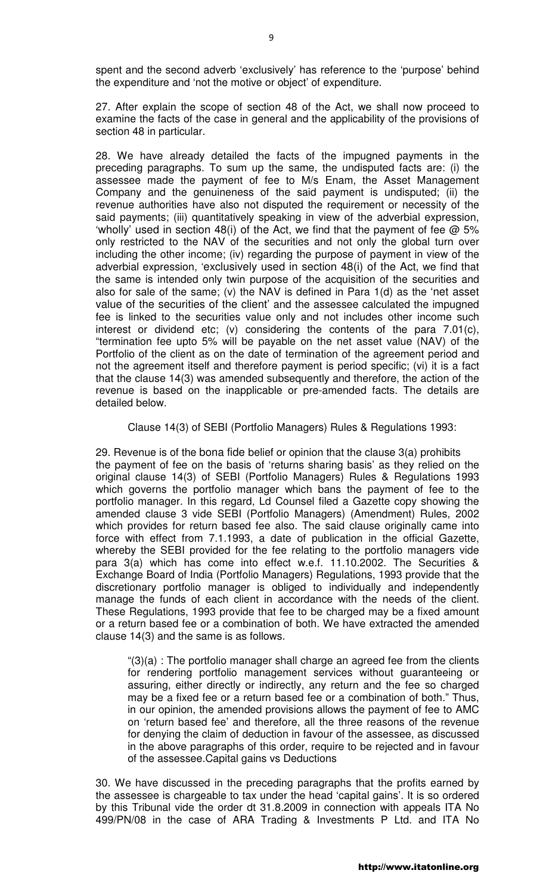spent and the second adverb 'exclusively' has reference to the 'purpose' behind the expenditure and 'not the motive or object' of expenditure.

27. After explain the scope of section 48 of the Act, we shall now proceed to examine the facts of the case in general and the applicability of the provisions of section 48 in particular.

28. We have already detailed the facts of the impugned payments in the preceding paragraphs. To sum up the same, the undisputed facts are: (i) the assessee made the payment of fee to M/s Enam, the Asset Management Company and the genuineness of the said payment is undisputed; (ii) the revenue authorities have also not disputed the requirement or necessity of the said payments; (iii) quantitatively speaking in view of the adverbial expression, 'wholly' used in section 48(i) of the Act, we find that the payment of fee @ 5% only restricted to the NAV of the securities and not only the global turn over including the other income; (iv) regarding the purpose of payment in view of the adverbial expression, 'exclusively used in section 48(i) of the Act, we find that the same is intended only twin purpose of the acquisition of the securities and also for sale of the same; (v) the NAV is defined in Para 1(d) as the 'net asset value of the securities of the client' and the assessee calculated the impugned fee is linked to the securities value only and not includes other income such interest or dividend etc; (v) considering the contents of the para 7.01(c), "termination fee upto 5% will be payable on the net asset value (NAV) of the Portfolio of the client as on the date of termination of the agreement period and not the agreement itself and therefore payment is period specific; (vi) it is a fact that the clause 14(3) was amended subsequently and therefore, the action of the revenue is based on the inapplicable or pre-amended facts. The details are detailed below.

Clause 14(3) of SEBI (Portfolio Managers) Rules & Regulations 1993:

29. Revenue is of the bona fide belief or opinion that the clause 3(a) prohibits the payment of fee on the basis of 'returns sharing basis' as they relied on the original clause 14(3) of SEBI (Portfolio Managers) Rules & Regulations 1993 which governs the portfolio manager which bans the payment of fee to the portfolio manager. In this regard, Ld Counsel filed a Gazette copy showing the amended clause 3 vide SEBI (Portfolio Managers) (Amendment) Rules, 2002 which provides for return based fee also. The said clause originally came into force with effect from 7.1.1993, a date of publication in the official Gazette, whereby the SEBI provided for the fee relating to the portfolio managers vide para 3(a) which has come into effect w.e.f. 11.10.2002. The Securities & Exchange Board of India (Portfolio Managers) Regulations, 1993 provide that the discretionary portfolio manager is obliged to individually and independently manage the funds of each client in accordance with the needs of the client. These Regulations, 1993 provide that fee to be charged may be a fixed amount or a return based fee or a combination of both. We have extracted the amended clause 14(3) and the same is as follows.

> "(3)(a) : The portfolio manager shall charge an agreed fee from the clients for rendering portfolio management services without guaranteeing or assuring, either directly or indirectly, any return and the fee so charged may be a fixed fee or a return based fee or a combination of both." Thus, in our opinion, the amended provisions allows the payment of fee to AMC on 'return based fee' and therefore, all the three reasons of the revenue for denying the claim of deduction in favour of the assessee, as discussed in the above paragraphs of this order, require to be rejected and in favour of the assessee.Capital gains vs Deductions

30. We have discussed in the preceding paragraphs that the profits earned by the assessee is chargeable to tax under the head 'capital gains'. It is so ordered by this Tribunal vide the order dt 31.8.2009 in connection with appeals ITA No 499/PN/08 in the case of ARA Trading & Investments P Ltd. and ITA No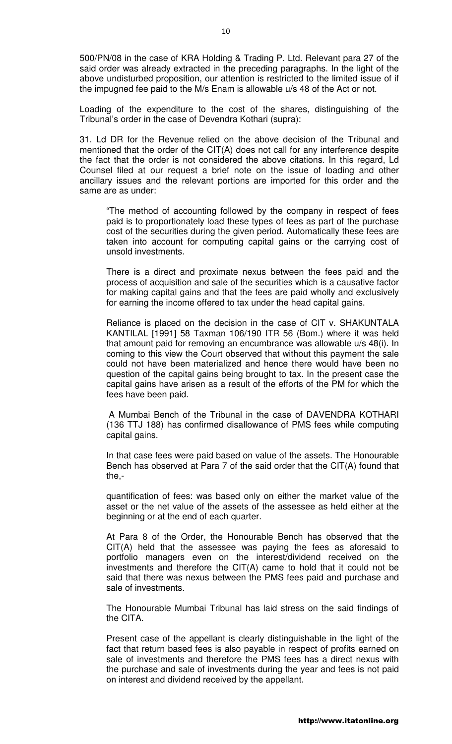500/PN/08 in the case of KRA Holding & Trading P. Ltd. Relevant para 27 of the said order was already extracted in the preceding paragraphs. In the light of the above undisturbed proposition, our attention is restricted to the limited issue of if the impugned fee paid to the M/s Enam is allowable u/s 48 of the Act or not.

Loading of the expenditure to the cost of the shares, distinguishing of the Tribunal's order in the case of Devendra Kothari (supra):

31. Ld DR for the Revenue relied on the above decision of the Tribunal and mentioned that the order of the CIT(A) does not call for any interference despite the fact that the order is not considered the above citations. In this regard, Ld Counsel filed at our request a brief note on the issue of loading and other ancillary issues and the relevant portions are imported for this order and the same are as under:

> "The method of accounting followed by the company in respect of fees paid is to proportionately load these types of fees as part of the purchase cost of the securities during the given period. Automatically these fees are taken into account for computing capital gains or the carrying cost of unsold investments.
>
> There is a direct and proximate nexus between the fees paid and the process of acquisition and sale of the securities which is a causative factor for making capital gains and that the fees are paid wholly and exclusively for earning the income offered to tax under the head capital gains.
>
> Reliance is placed on the decision in the case of CIT v. SHAKUNTALA KANTILAL [1991] 58 Taxman 106/190 ITR 56 (Bom.) where it was held that amount paid for removing an encumbrance was allowable u/s 48(i). In coming to this view the Court observed that without this payment the sale could not have been materialized and hence there would have been no question of the capital gains being brought to tax. In the present case the capital gains have arisen as a result of the efforts of the PM for which the fees have been paid.
>
> A Mumbai Bench of the Tribunal in the case of DAVENDRA KOTHARI (136 TTJ 188) has confirmed disallowance of PMS fees while computing capital gains.
>
> In that case fees were paid based on value of the assets. The Honourable Bench has observed at Para 7 of the said order that the CIT(A) found that the,-
>
> quantification of fees: was based only on either the market value of the asset or the net value of the assets of the assessee as held either at the beginning or at the end of each quarter.
>
> At Para 8 of the Order, the Honourable Bench has observed that the CIT(A) held that the assessee was paying the fees as aforesaid to portfolio managers even on the interest/dividend received on the investments and therefore the CIT(A) came to hold that it could not be said that there was nexus between the PMS fees paid and purchase and sale of investments.
>
> The Honourable Mumbai Tribunal has laid stress on the said findings of the CITA.
>
> Present case of the appellant is clearly distinguishable in the light of the fact that return based fees is also payable in respect of profits earned on sale of investments and therefore the PMS fees has a direct nexus with the purchase and sale of investments during the year and fees is not paid on interest and dividend received by the appellant.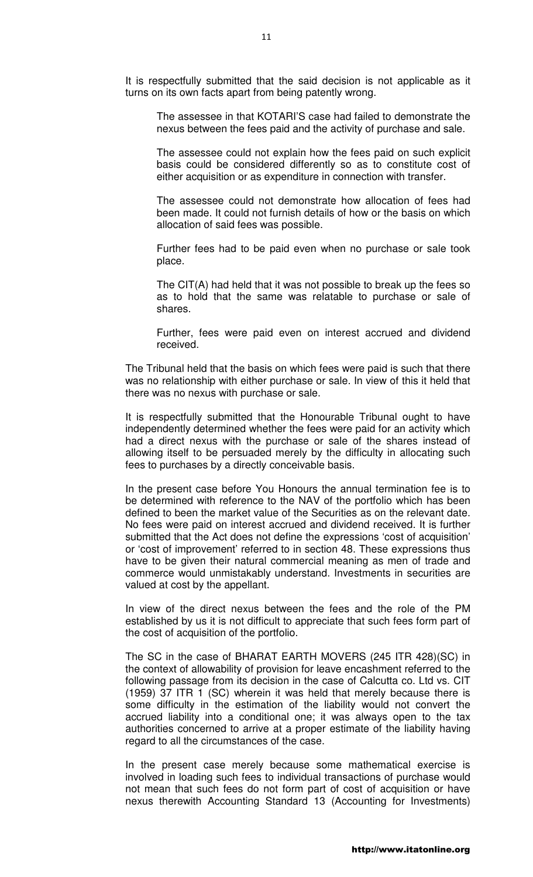It is respectfully submitted that the said decision is not applicable as it turns on its own facts apart from being patently wrong.

> The assessee in that KOTARI'S case had failed to demonstrate the nexus between the fees paid and the activity of purchase and sale.
>
> The assessee could not explain how the fees paid on such explicit basis could be considered differently so as to constitute cost of either acquisition or as expenditure in connection with transfer.
>
> The assessee could not demonstrate how allocation of fees had been made. It could not furnish details of how or the basis on which allocation of said fees was possible.
>
> Further fees had to be paid even when no purchase or sale took place.
>
> The CIT(A) had held that it was not possible to break up the fees so as to hold that the same was relatable to purchase or sale of shares.
>
> Further, fees were paid even on interest accrued and dividend received.

The Tribunal held that the basis on which fees were paid is such that there was no relationship with either purchase or sale. In view of this it held that there was no nexus with purchase or sale.

It is respectfully submitted that the Honourable Tribunal ought to have independently determined whether the fees were paid for an activity which had a direct nexus with the purchase or sale of the shares instead of allowing itself to be persuaded merely by the difficulty in allocating such fees to purchases by a directly conceivable basis.

In the present case before You Honours the annual termination fee is to be determined with reference to the NAV of the portfolio which has been defined to been the market value of the Securities as on the relevant date. No fees were paid on interest accrued and dividend received. It is further submitted that the Act does not define the expressions 'cost of acquisition' or 'cost of improvement' referred to in section 48. These expressions thus have to be given their natural commercial meaning as men of trade and commerce would unmistakably understand. Investments in securities are valued at cost by the appellant.

In view of the direct nexus between the fees and the role of the PM established by us it is not difficult to appreciate that such fees form part of the cost of acquisition of the portfolio.

The SC in the case of BHARAT EARTH MOVERS (245 ITR 428)(SC) in the context of allowability of provision for leave encashment referred to the following passage from its decision in the case of Calcutta co. Ltd vs. CIT (1959) 37 ITR 1 (SC) wherein it was held that merely because there is some difficulty in the estimation of the liability would not convert the accrued liability into a conditional one; it was always open to the tax authorities concerned to arrive at a proper estimate of the liability having regard to all the circumstances of the case.

In the present case merely because some mathematical exercise is involved in loading such fees to individual transactions of purchase would not mean that such fees do not form part of cost of acquisition or have nexus therewith Accounting Standard 13 (Accounting for Investments)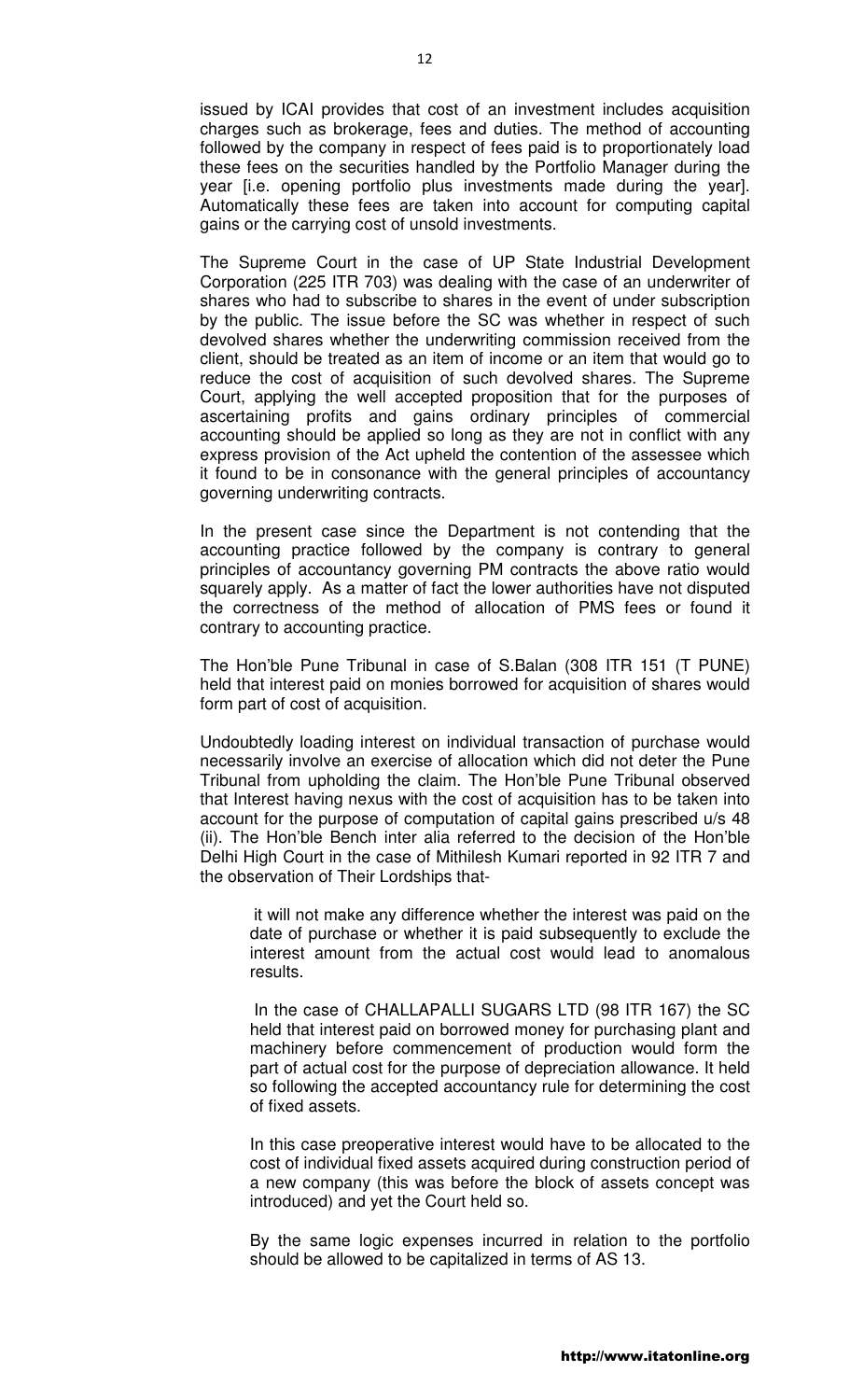issued by ICAI provides that cost of an investment includes acquisition charges such as brokerage, fees and duties. The method of accounting followed by the company in respect of fees paid is to proportionately load these fees on the securities handled by the Portfolio Manager during the year [i.e. opening portfolio plus investments made during the year]. Automatically these fees are taken into account for computing capital gains or the carrying cost of unsold investments.

The Supreme Court in the case of UP State Industrial Development Corporation (225 ITR 703) was dealing with the case of an underwriter of shares who had to subscribe to shares in the event of under subscription by the public. The issue before the SC was whether in respect of such devolved shares whether the underwriting commission received from the client, should be treated as an item of income or an item that would go to reduce the cost of acquisition of such devolved shares. The Supreme Court, applying the well accepted proposition that for the purposes of ascertaining profits and gains ordinary principles of commercial accounting should be applied so long as they are not in conflict with any express provision of the Act upheld the contention of the assessee which it found to be in consonance with the general principles of accountancy governing underwriting contracts.

In the present case since the Department is not contending that the accounting practice followed by the company is contrary to general principles of accountancy governing PM contracts the above ratio would squarely apply. As a matter of fact the lower authorities have not disputed the correctness of the method of allocation of PMS fees or found it contrary to accounting practice.

The Hon'ble Pune Tribunal in case of S.Balan (308 ITR 151 (T PUNE) held that interest paid on monies borrowed for acquisition of shares would form part of cost of acquisition.

Undoubtedly loading interest on individual transaction of purchase would necessarily involve an exercise of allocation which did not deter the Pune Tribunal from upholding the claim. The Hon'ble Pune Tribunal observed that Interest having nexus with the cost of acquisition has to be taken into account for the purpose of computation of capital gains prescribed u/s 48 (ii). The Hon'ble Bench inter alia referred to the decision of the Hon'ble Delhi High Court in the case of Mithilesh Kumari reported in 92 ITR 7 and the observation of Their Lordships that-

> it will not make any difference whether the interest was paid on the date of purchase or whether it is paid subsequently to exclude the interest amount from the actual cost would lead to anomalous results.
>
> In the case of CHALLAPALLI SUGARS LTD (98 ITR 167) the SC held that interest paid on borrowed money for purchasing plant and machinery before commencement of production would form the part of actual cost for the purpose of depreciation allowance. It held so following the accepted accountancy rule for determining the cost of fixed assets.
>
> In this case preoperative interest would have to be allocated to the cost of individual fixed assets acquired during construction period of a new company (this was before the block of assets concept was introduced) and yet the Court held so.
>
> By the same logic expenses incurred in relation to the portfolio should be allowed to be capitalized in terms of AS 13.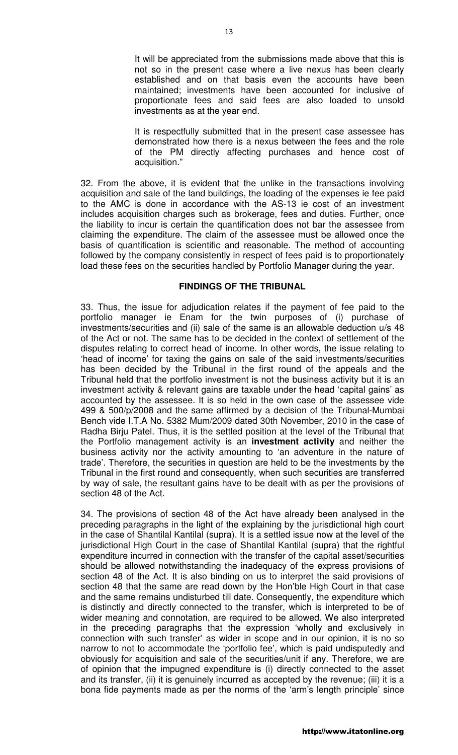It will be appreciated from the submissions made above that this is not so in the present case where a live nexus has been clearly established and on that basis even the accounts have been maintained; investments have been accounted for inclusive of proportionate fees and said fees are also loaded to unsold investments as at the year end.

It is respectfully submitted that in the present case assessee has demonstrated how there is a nexus between the fees and the role of the PM directly affecting purchases and hence cost of acquisition."

32. From the above, it is evident that the unlike in the transactions involving acquisition and sale of the land buildings, the loading of the expenses ie fee paid to the AMC is done in accordance with the AS-13 ie cost of an investment includes acquisition charges such as brokerage, fees and duties. Further, once the liability to incur is certain the quantification does not bar the assessee from claiming the expenditure. The claim of the assessee must be allowed once the basis of quantification is scientific and reasonable. The method of accounting followed by the company consistently in respect of fees paid is to proportionately load these fees on the securities handled by Portfolio Manager during the year.

### FINDINGS OF THE TRIBUNAL

33. Thus, the issue for adjudication relates if the payment of fee paid to the portfolio manager ie Enam for the twin purposes of (i) purchase of investments/securities and (ii) sale of the same is an allowable deduction u/s 48 of the Act or not. The same has to be decided in the context of settlement of the disputes relating to correct head of income. In other words, the issue relating to 'head of income' for taxing the gains on sale of the said investments/securities has been decided by the Tribunal in the first round of the appeals and the Tribunal held that the portfolio investment is not the business activity but it is an investment activity & relevant gains are taxable under the head 'capital gains' as accounted by the assessee. It is so held in the own case of the assessee vide 499 & 500/p/2008 and the same affirmed by a decision of the Tribunal-Mumbai Bench vide I.T.A No. 5382 Mum/2009 dated 30th November, 2010 in the case of Radha Birju Patel. Thus, it is the settled position at the level of the Tribunal that the Portfolio management activity is an **investment activity** and neither the business activity nor the activity amounting to 'an adventure in the nature of trade'. Therefore, the securities in question are held to be the investments by the Tribunal in the first round and consequently, when such securities are transferred by way of sale, the resultant gains have to be dealt with as per the provisions of section 48 of the Act.

34. The provisions of section 48 of the Act have already been analysed in the preceding paragraphs in the light of the explaining by the jurisdictional high court in the case of Shantilal Kantilal (supra). It is a settled issue now at the level of the jurisdictional High Court in the case of Shantilal Kantilal (supra) that the rightful expenditure incurred in connection with the transfer of the capital asset/securities should be allowed notwithstanding the inadequacy of the express provisions of section 48 of the Act. It is also binding on us to interpret the said provisions of section 48 that the same are read down by the Hon'ble High Court in that case and the same remains undisturbed till date. Consequently, the expenditure which is distinctly and directly connected to the transfer, which is interpreted to be of wider meaning and connotation, are required to be allowed. We also interpreted in the preceding paragraphs that the expression 'wholly and exclusively in connection with such transfer' as wider in scope and in our opinion, it is no so narrow to not to accommodate the 'portfolio fee', which is paid undisputedly and obviously for acquisition and sale of the securities/unit if any. Therefore, we are of opinion that the impugned expenditure is (i) directly connected to the asset and its transfer, (ii) it is genuinely incurred as accepted by the revenue; (iii) it is a bona fide payments made as per the norms of the 'arm's length principle' since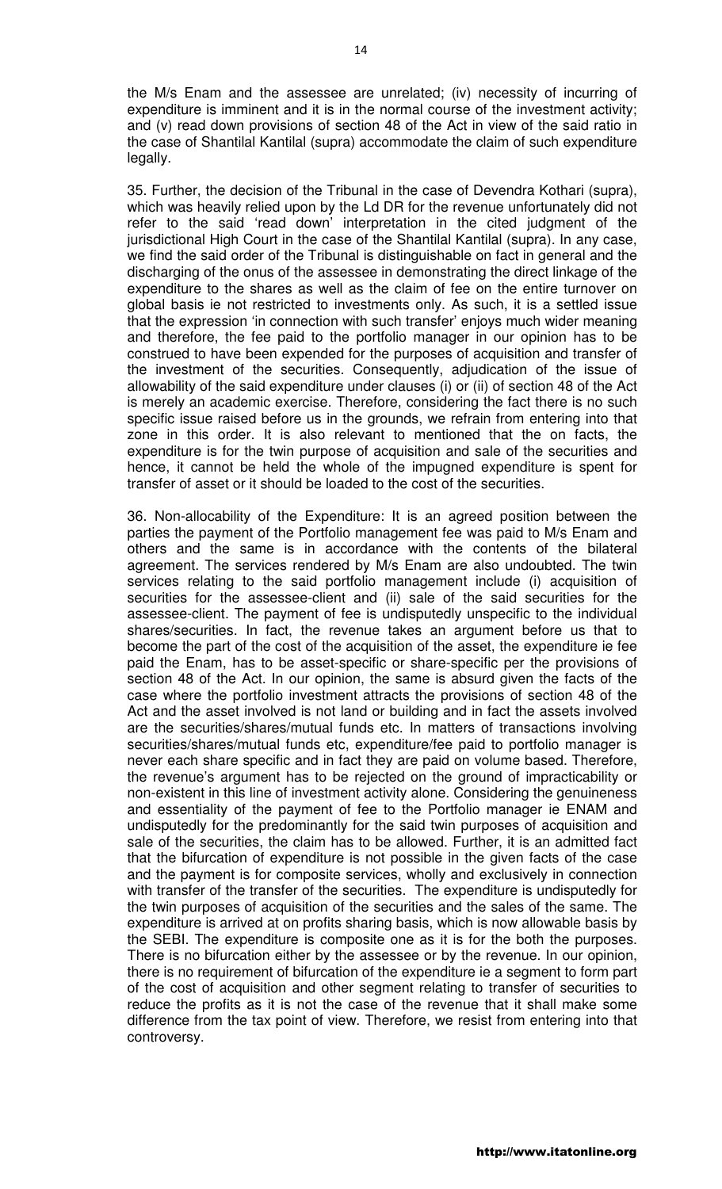the M/s Enam and the assessee are unrelated; (iv) necessity of incurring of expenditure is imminent and it is in the normal course of the investment activity; and (v) read down provisions of section 48 of the Act in view of the said ratio in the case of Shantilal Kantilal (supra) accommodate the claim of such expenditure legally.

35. Further, the decision of the Tribunal in the case of Devendra Kothari (supra), which was heavily relied upon by the Ld DR for the revenue unfortunately did not refer to the said 'read down' interpretation in the cited judgment of the jurisdictional High Court in the case of the Shantilal Kantilal (supra). In any case, we find the said order of the Tribunal is distinguishable on fact in general and the discharging of the onus of the assessee in demonstrating the direct linkage of the expenditure to the shares as well as the claim of fee on the entire turnover on global basis ie not restricted to investments only. As such, it is a settled issue that the expression 'in connection with such transfer' enjoys much wider meaning and therefore, the fee paid to the portfolio manager in our opinion has to be construed to have been expended for the purposes of acquisition and transfer of the investment of the securities. Consequently, adjudication of the issue of allowability of the said expenditure under clauses (i) or (ii) of section 48 of the Act is merely an academic exercise. Therefore, considering the fact there is no such specific issue raised before us in the grounds, we refrain from entering into that zone in this order. It is also relevant to mentioned that the on facts, the expenditure is for the twin purpose of acquisition and sale of the securities and hence, it cannot be held the whole of the impugned expenditure is spent for transfer of asset or it should be loaded to the cost of the securities.

36. Non-allocability of the Expenditure: It is an agreed position between the parties the payment of the Portfolio management fee was paid to M/s Enam and others and the same is in accordance with the contents of the bilateral agreement. The services rendered by M/s Enam are also undoubted. The twin services relating to the said portfolio management include (i) acquisition of securities for the assessee-client and (ii) sale of the said securities for the assessee-client. The payment of fee is undisputedly unspecific to the individual shares/securities. In fact, the revenue takes an argument before us that to become the part of the cost of the acquisition of the asset, the expenditure ie fee paid the Enam, has to be asset-specific or share-specific per the provisions of section 48 of the Act. In our opinion, the same is absurd given the facts of the case where the portfolio investment attracts the provisions of section 48 of the Act and the asset involved is not land or building and in fact the assets involved are the securities/shares/mutual funds etc. In matters of transactions involving securities/shares/mutual funds etc, expenditure/fee paid to portfolio manager is never each share specific and in fact they are paid on volume based. Therefore, the revenue's argument has to be rejected on the ground of impracticability or non-existent in this line of investment activity alone. Considering the genuineness and essentiality of the payment of fee to the Portfolio manager ie ENAM and undisputedly for the predominantly for the said twin purposes of acquisition and sale of the securities, the claim has to be allowed. Further, it is an admitted fact that the bifurcation of expenditure is not possible in the given facts of the case and the payment is for composite services, wholly and exclusively in connection with transfer of the transfer of the securities. The expenditure is undisputedly for the twin purposes of acquisition of the securities and the sales of the same. The expenditure is arrived at on profits sharing basis, which is now allowable basis by the SEBI. The expenditure is composite one as it is for the both the purposes. There is no bifurcation either by the assessee or by the revenue. In our opinion, there is no requirement of bifurcation of the expenditure ie a segment to form part of the cost of acquisition and other segment relating to transfer of securities to reduce the profits as it is not the case of the revenue that it shall make some difference from the tax point of view. Therefore, we resist from entering into that controversy.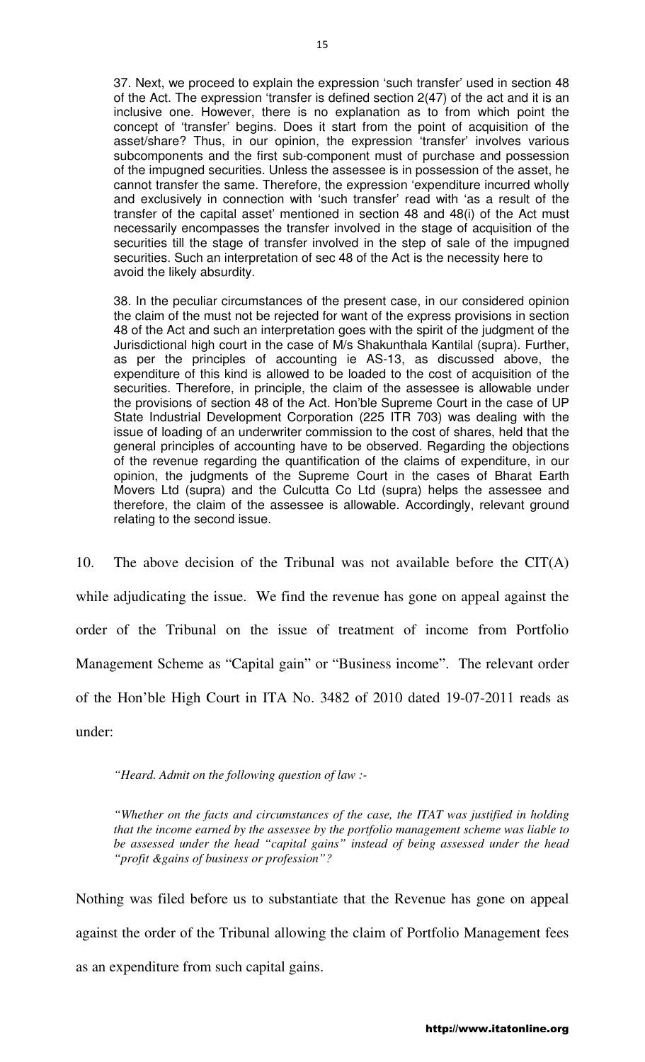> 37. Next, we proceed to explain the expression 'such transfer' used in section 48 of the Act. The expression 'transfer is defined section 2(47) of the act and it is an inclusive one. However, there is no explanation as to from which point the concept of 'transfer' begins. Does it start from the point of acquisition of the asset/share? Thus, in our opinion, the expression 'transfer' involves various subcomponents and the first sub-component must of purchase and possession of the impugned securities. Unless the assessee is in possession of the asset, he cannot transfer the same. Therefore, the expression 'expenditure incurred wholly and exclusively in connection with 'such transfer' read with 'as a result of the transfer of the capital asset' mentioned in section 48 and 48(i) of the Act must necessarily encompasses the transfer involved in the stage of acquisition of the securities till the stage of transfer involved in the step of sale of the impugned securities. Such an interpretation of sec 48 of the Act is the necessity here to avoid the likely absurdity.
>
> 38. In the peculiar circumstances of the present case, in our considered opinion the claim of the must not be rejected for want of the express provisions in section 48 of the Act and such an interpretation goes with the spirit of the judgment of the Jurisdictional high court in the case of M/s Shakunthala Kantilal (supra). Further, as per the principles of accounting ie AS-13, as discussed above, the expenditure of this kind is allowed to be loaded to the cost of acquisition of the securities. Therefore, in principle, the claim of the assessee is allowable under the provisions of section 48 of the Act. Hon'ble Supreme Court in the case of UP State Industrial Development Corporation (225 ITR 703) was dealing with the issue of loading of an underwriter commission to the cost of shares, held that the general principles of accounting have to be observed. Regarding the objections of the revenue regarding the quantification of the claims of expenditure, in our opinion, the judgments of the Supreme Court in the cases of Bharat Earth Movers Ltd (supra) and the Culcutta Co Ltd (supra) helps the assessee and therefore, the claim of the assessee is allowable. Accordingly, relevant ground relating to the second issue.

10. The above decision of the Tribunal was not available before the CIT(A) while adjudicating the issue. We find the revenue has gone on appeal against the order of the Tribunal on the issue of treatment of income from Portfolio Management Scheme as "Capital gain" or "Business income". The relevant order of the Hon'ble High Court in ITA No. 3482 of 2010 dated 19-07-2011 reads as under:

> *"Heard. Admit on the following question of law :-*
>
> *"Whether on the facts and circumstances of the case, the ITAT was justified in holding that the income earned by the assessee by the portfolio management scheme was liable to be assessed under the head "capital gains" instead of being assessed under the head "profit &gains of business or profession"?*

Nothing was filed before us to substantiate that the Revenue has gone on appeal against the order of the Tribunal allowing the claim of Portfolio Management fees as an expenditure from such capital gains.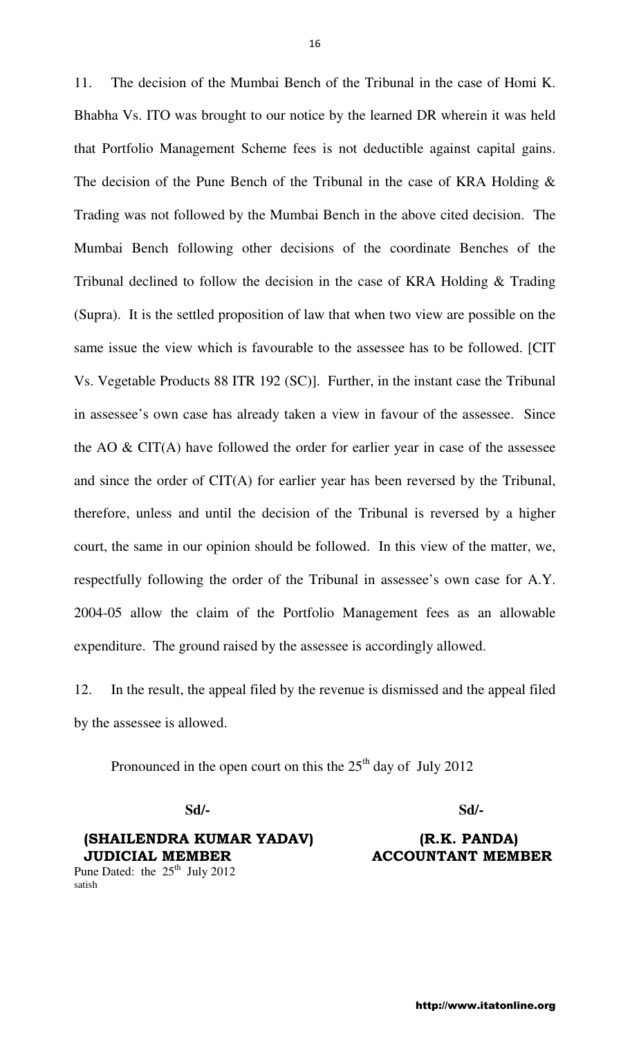11. The decision of the Mumbai Bench of the Tribunal in the case of Homi K. Bhabha Vs. ITO was brought to our notice by the learned DR wherein it was held that Portfolio Management Scheme fees is not deductible against capital gains. The decision of the Pune Bench of the Tribunal in the case of KRA Holding & Trading was not followed by the Mumbai Bench in the above cited decision. The Mumbai Bench following other decisions of the coordinate Benches of the Tribunal declined to follow the decision in the case of KRA Holding & Trading (Supra). It is the settled proposition of law that when two view are possible on the same issue the view which is favourable to the assessee has to be followed. [CIT Vs. Vegetable Products 88 ITR 192 (SC)]. Further, in the instant case the Tribunal in assessee's own case has already taken a view in favour of the assessee. Since the AO & CIT(A) have followed the order for earlier year in case of the assessee and since the order of CIT(A) for earlier year has been reversed by the Tribunal, therefore, unless and until the decision of the Tribunal is reversed by a higher court, the same in our opinion should be followed. In this view of the matter, we, respectfully following the order of the Tribunal in assessee's own case for A.Y. 2004-05 allow the claim of the Portfolio Management fees as an allowable expenditure. The ground raised by the assessee is accordingly allowed.

12. In the result, the appeal filed by the revenue is dismissed and the appeal filed by the assessee is allowed.

Pronounced in the open court on this the 25th day of July 2012

| Sd/- | Sd/- |
|---|---|
| **(SHAILENDRA KUMAR YADAV)** | **(R.K. PANDA)** |
| **JUDICIAL MEMBER** | **ACCOUNTANT MEMBER** |

Pune Dated: the 25th July 2012

satish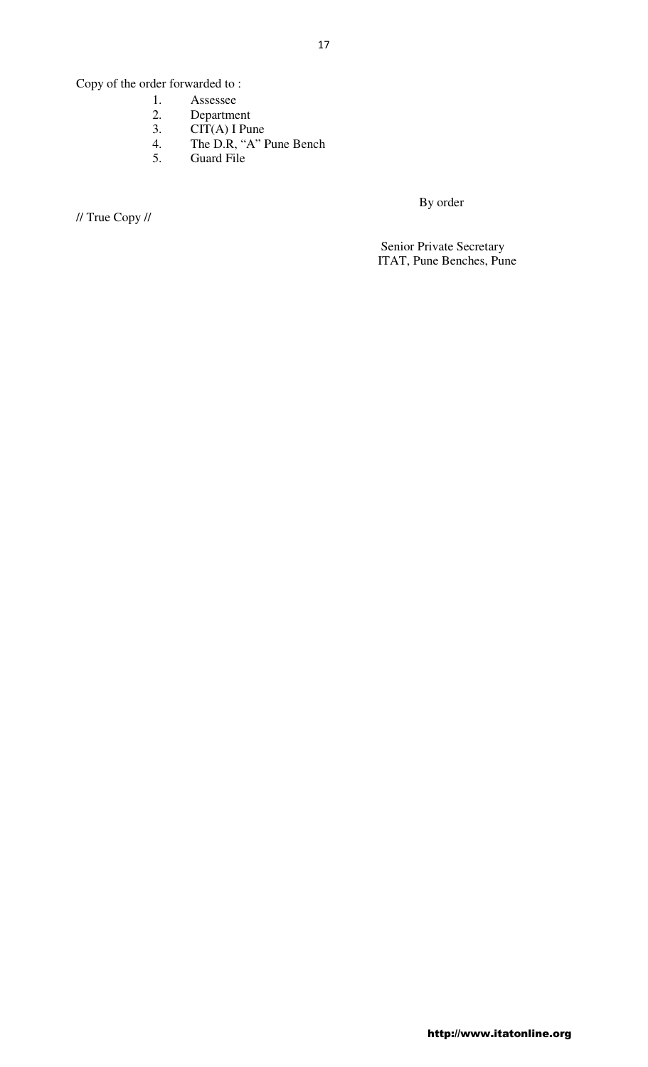Copy of the order forwarded to :

1. Assessee
2. Department
3. CIT(A) I Pune
4. The D.R, "A" Pune Bench
5. Guard File

By order

// True Copy //

Senior Private Secretary
ITAT, Pune Benches, Pune

http://www.itatonline.org